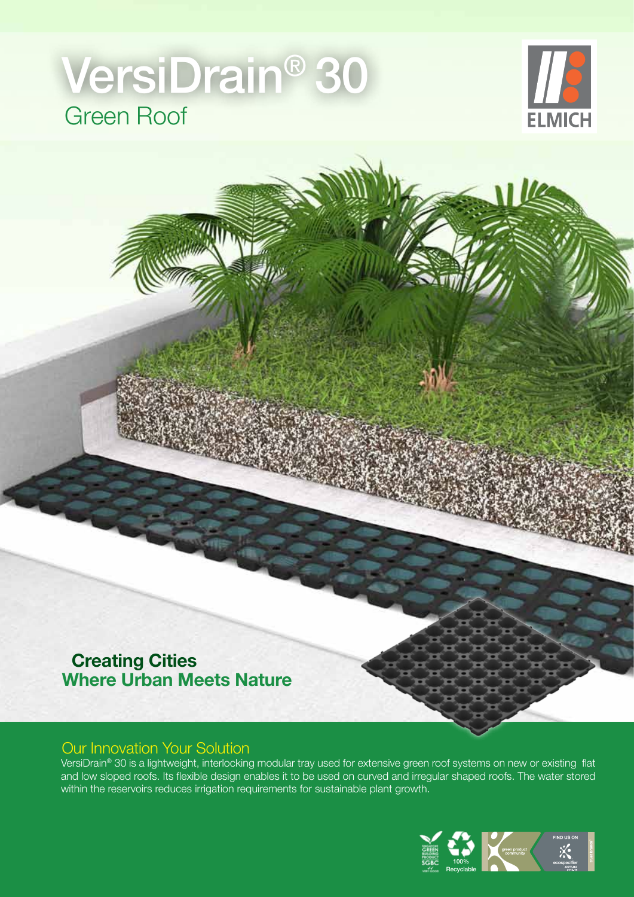# VersiDrain® 30

## Green Roof

**Creating Cities Where Urban Meets Nature**

## Our Innovation Your Solution

VersiDrain® 30 is a lightweight, interlocking modular tray used for extensive green roof systems on new or existing flat and low sloped roofs. Its flexible design enables it to be used on curved and irregular shaped roofs. The water stored within the reservoirs reduces irrigation requirements for sustainable plant growth.

100% Recyclable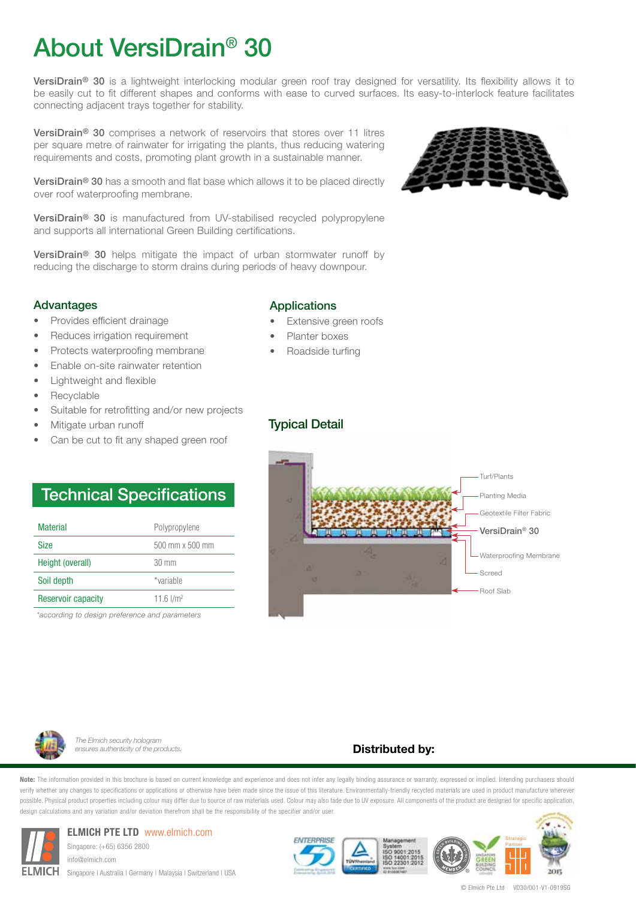# About VersiDrain® 30

**VersiDrain® 30** is a lightweight interlocking modular green roof tray designed for versatility. Its flexibility allows it to be easily cut to fit different shapes and conforms with ease to curved surfaces. Its easy-to-interlock feature facilitates connecting adjacent trays together for stability.

**VersiDrain® 30** comprises a network of reservoirs that stores over 11 litres per square metre of rainwater for irrigating the plants, thus reducing watering requirements and costs, promoting plant growth in a sustainable manner.

**VersiDrain® 30** has a smooth and flat base which allows it to be placed directly over roof waterproofing membrane.

**VersiDrain® 30** is manufactured from UV-stabilised recycled polypropylene and supports all international Green Building certifications.

**VersiDrain® 30** helps mitigate the impact of urban stormwater runoff by reducing the discharge to storm drains during periods of heavy downpour.

## Advantages

- Provides efficient drainage
- Reduces irrigation requirement
- Protects waterproofing membrane
- Enable on-site rainwater retention
- Lightweight and flexible
- Recyclable
- Suitable for retrofitting and/or new projects
- Mitigate urban runoff
- Can be cut to fit any shaped green roof

## Applications

- Extensive green roofs
- Planter boxes
- Roadside turfing

## Typical Detail

Turf/Plants
Planting Media
Geotextile Filter Fabric
VersiDrain® 30
Waterproofing Membrane
Screed
Roof Slab

## Technical Specifications

| | |
|---|---|
| Material | Polypropylene |
| Size | 500 mm x 500 mm |
| Height (overall) | 30 mm |
| Soil depth | *variable |
| Reservoir capacity | 11.6 l/m² |

*according to design preference and parameters*

*The Elmich security hologram ensures authenticity of the products.*

**Distributed by:**

**Note:** The information provided in this brochure is based on current knowledge and experience and does not infer any legally binding assurance or warranty, expressed or implied. Intending purchasers should verify whether any changes to specifications or applications or otherwise have been made since the issue of this literature. Environmentally-friendly recycled materials are used in product manufacture wherever possible. Physical product properties including colour may differ due to source of raw materials used. Colour may also fade due to UV exposure. All components of the product are designed for specific application, design calculations and any variation and/or deviation therefrom shall be the responsibility of the specifier and/or user.

**ELMICH PTE LTD** www.elmich.com
Singapore: (+65) 6356 2800
info@elmich.com
Singapore | Australia | Germany | Malaysia | Switzerland | USA

Management System ISO 9001:2015 ISO 14001:2015 ISO 22301:2012

© Elmich Pte Ltd VD30/001-V1-0919SG